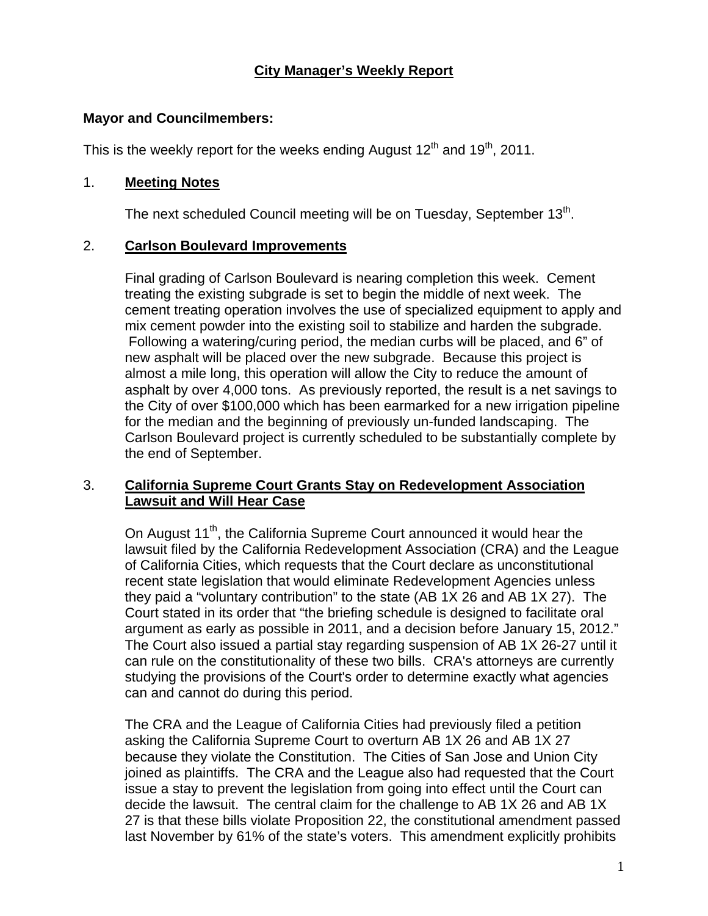# City Manager's Weekly Report

**Mayor and Councilmembers:**

This is the weekly report for the weeks ending August 12th and 19th, 2011.

## 1. Meeting Notes

The next scheduled Council meeting will be on Tuesday, September 13th.

## 2. Carlson Boulevard Improvements

Final grading of Carlson Boulevard is nearing completion this week. Cement treating the existing subgrade is set to begin the middle of next week. The cement treating operation involves the use of specialized equipment to apply and mix cement powder into the existing soil to stabilize and harden the subgrade. Following a watering/curing period, the median curbs will be placed, and 6" of new asphalt will be placed over the new subgrade. Because this project is almost a mile long, this operation will allow the City to reduce the amount of asphalt by over 4,000 tons. As previously reported, the result is a net savings to the City of over $100,000 which has been earmarked for a new irrigation pipeline for the median and the beginning of previously un-funded landscaping. The Carlson Boulevard project is currently scheduled to be substantially complete by the end of September.

## 3. California Supreme Court Grants Stay on Redevelopment Association Lawsuit and Will Hear Case

On August 11th, the California Supreme Court announced it would hear the lawsuit filed by the California Redevelopment Association (CRA) and the League of California Cities, which requests that the Court declare as unconstitutional recent state legislation that would eliminate Redevelopment Agencies unless they paid a "voluntary contribution" to the state (AB 1X 26 and AB 1X 27). The Court stated in its order that "the briefing schedule is designed to facilitate oral argument as early as possible in 2011, and a decision before January 15, 2012." The Court also issued a partial stay regarding suspension of AB 1X 26-27 until it can rule on the constitutionality of these two bills. CRA's attorneys are currently studying the provisions of the Court's order to determine exactly what agencies can and cannot do during this period.

The CRA and the League of California Cities had previously filed a petition asking the California Supreme Court to overturn AB 1X 26 and AB 1X 27 because they violate the Constitution. The Cities of San Jose and Union City joined as plaintiffs. The CRA and the League also had requested that the Court issue a stay to prevent the legislation from going into effect until the Court can decide the lawsuit. The central claim for the challenge to AB 1X 26 and AB 1X 27 is that these bills violate Proposition 22, the constitutional amendment passed last November by 61% of the state's voters. This amendment explicitly prohibits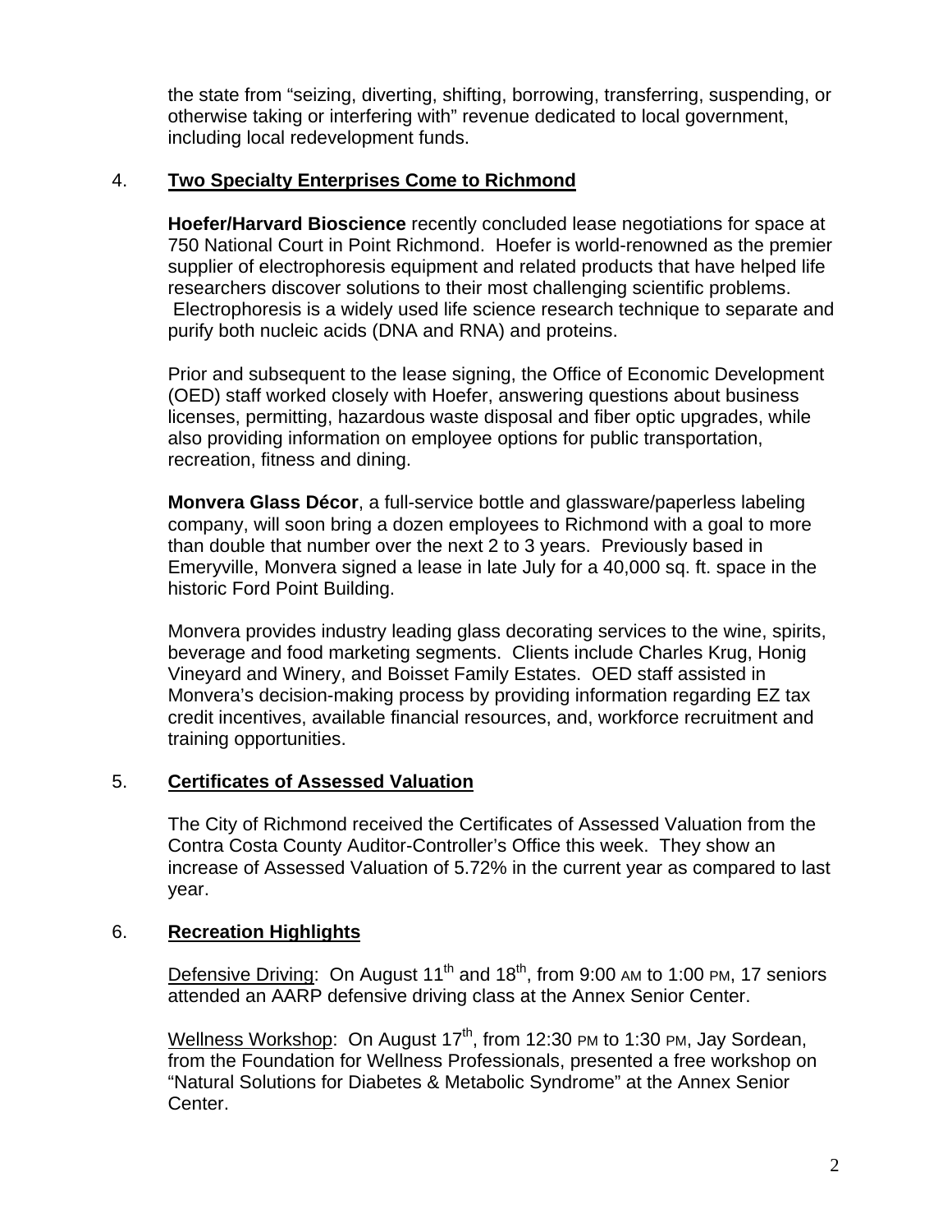the state from "seizing, diverting, shifting, borrowing, transferring, suspending, or otherwise taking or interfering with" revenue dedicated to local government, including local redevelopment funds.

4. **Two Specialty Enterprises Come to Richmond**

**Hoefer/Harvard Bioscience** recently concluded lease negotiations for space at 750 National Court in Point Richmond. Hoefer is world-renowned as the premier supplier of electrophoresis equipment and related products that have helped life researchers discover solutions to their most challenging scientific problems. Electrophoresis is a widely used life science research technique to separate and purify both nucleic acids (DNA and RNA) and proteins.

Prior and subsequent to the lease signing, the Office of Economic Development (OED) staff worked closely with Hoefer, answering questions about business licenses, permitting, hazardous waste disposal and fiber optic upgrades, while also providing information on employee options for public transportation, recreation, fitness and dining.

**Monvera Glass Décor**, a full-service bottle and glassware/paperless labeling company, will soon bring a dozen employees to Richmond with a goal to more than double that number over the next 2 to 3 years. Previously based in Emeryville, Monvera signed a lease in late July for a 40,000 sq. ft. space in the historic Ford Point Building.

Monvera provides industry leading glass decorating services to the wine, spirits, beverage and food marketing segments. Clients include Charles Krug, Honig Vineyard and Winery, and Boisset Family Estates. OED staff assisted in Monvera's decision-making process by providing information regarding EZ tax credit incentives, available financial resources, and, workforce recruitment and training opportunities.

5. **Certificates of Assessed Valuation**

The City of Richmond received the Certificates of Assessed Valuation from the Contra Costa County Auditor-Controller's Office this week. They show an increase of Assessed Valuation of 5.72% in the current year as compared to last year.

6. **Recreation Highlights**

Defensive Driving: On August 11th and 18th, from 9:00 AM to 1:00 PM, 17 seniors attended an AARP defensive driving class at the Annex Senior Center.

Wellness Workshop: On August 17th, from 12:30 PM to 1:30 PM, Jay Sordean, from the Foundation for Wellness Professionals, presented a free workshop on "Natural Solutions for Diabetes & Metabolic Syndrome" at the Annex Senior Center.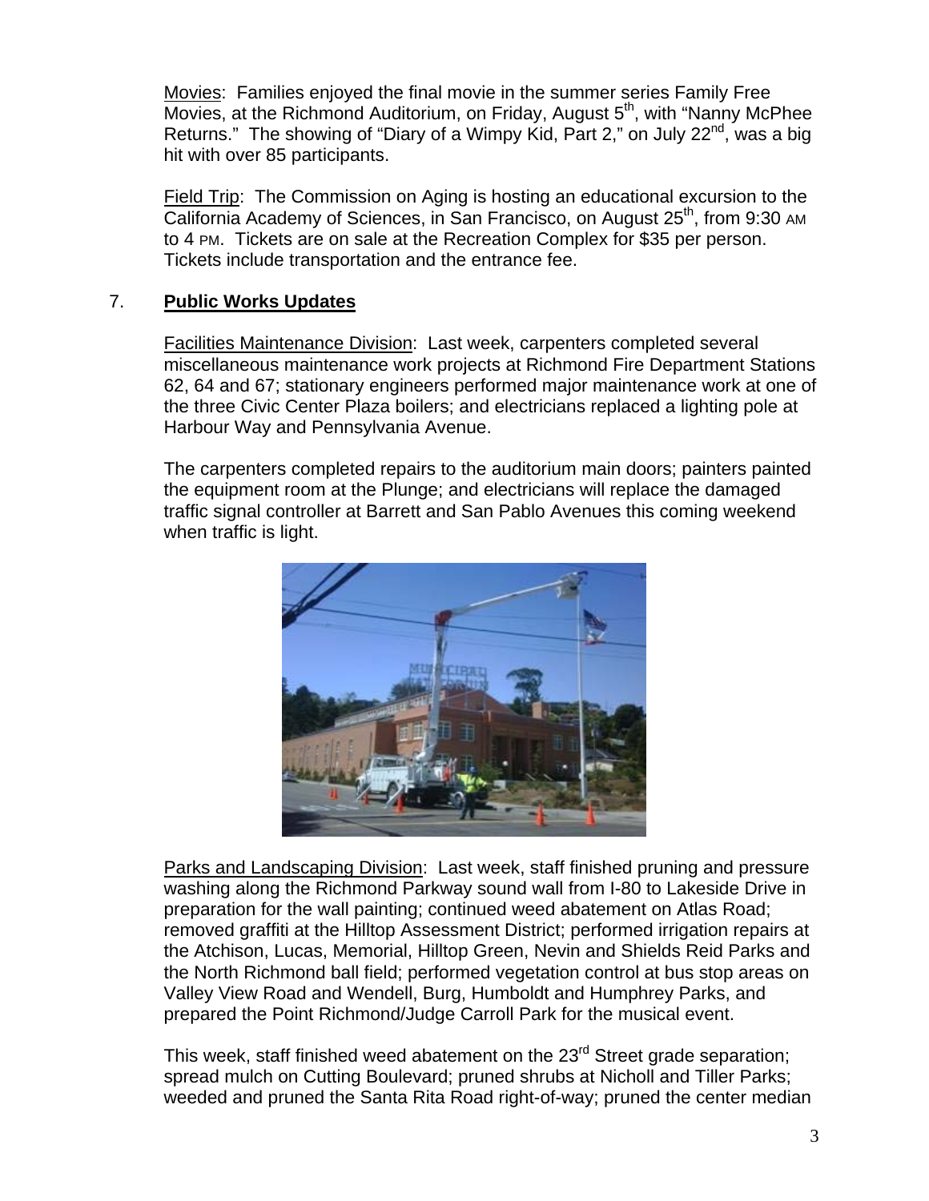Movies: Families enjoyed the final movie in the summer series Family Free Movies, at the Richmond Auditorium, on Friday, August 5th, with "Nanny McPhee Returns." The showing of "Diary of a Wimpy Kid, Part 2," on July 22nd, was a big hit with over 85 participants.

Field Trip: The Commission on Aging is hosting an educational excursion to the California Academy of Sciences, in San Francisco, on August 25th, from 9:30 AM to 4 PM. Tickets are on sale at the Recreation Complex for $35 per person. Tickets include transportation and the entrance fee.

## 7. **Public Works Updates**

Facilities Maintenance Division: Last week, carpenters completed several miscellaneous maintenance work projects at Richmond Fire Department Stations 62, 64 and 67; stationary engineers performed major maintenance work at one of the three Civic Center Plaza boilers; and electricians replaced a lighting pole at Harbour Way and Pennsylvania Avenue.

The carpenters completed repairs to the auditorium main doors; painters painted the equipment room at the Plunge; and electricians will replace the damaged traffic signal controller at Barrett and San Pablo Avenues this coming weekend when traffic is light.

Parks and Landscaping Division: Last week, staff finished pruning and pressure washing along the Richmond Parkway sound wall from I-80 to Lakeside Drive in preparation for the wall painting; continued weed abatement on Atlas Road; removed graffiti at the Hilltop Assessment District; performed irrigation repairs at the Atchison, Lucas, Memorial, Hilltop Green, Nevin and Shields Reid Parks and the North Richmond ball field; performed vegetation control at bus stop areas on Valley View Road and Wendell, Burg, Humboldt and Humphrey Parks, and prepared the Point Richmond/Judge Carroll Park for the musical event.

This week, staff finished weed abatement on the 23rd Street grade separation; spread mulch on Cutting Boulevard; pruned shrubs at Nicholl and Tiller Parks; weeded and pruned the Santa Rita Road right-of-way; pruned the center median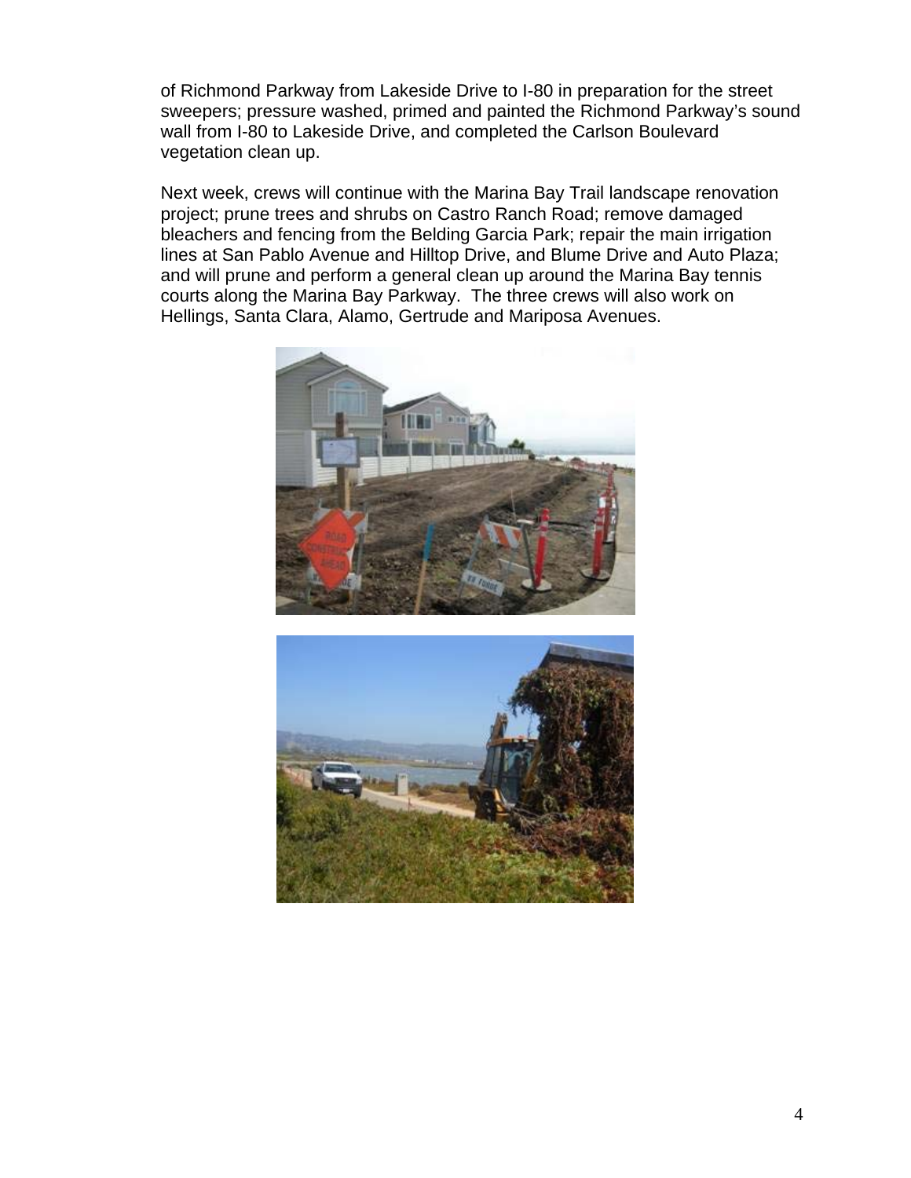of Richmond Parkway from Lakeside Drive to I-80 in preparation for the street sweepers; pressure washed, primed and painted the Richmond Parkway's sound wall from I-80 to Lakeside Drive, and completed the Carlson Boulevard vegetation clean up.

Next week, crews will continue with the Marina Bay Trail landscape renovation project; prune trees and shrubs on Castro Ranch Road; remove damaged bleachers and fencing from the Belding Garcia Park; repair the main irrigation lines at San Pablo Avenue and Hilltop Drive, and Blume Drive and Auto Plaza; and will prune and perform a general clean up around the Marina Bay tennis courts along the Marina Bay Parkway. The three crews will also work on Hellings, Santa Clara, Alamo, Gertrude and Mariposa Avenues.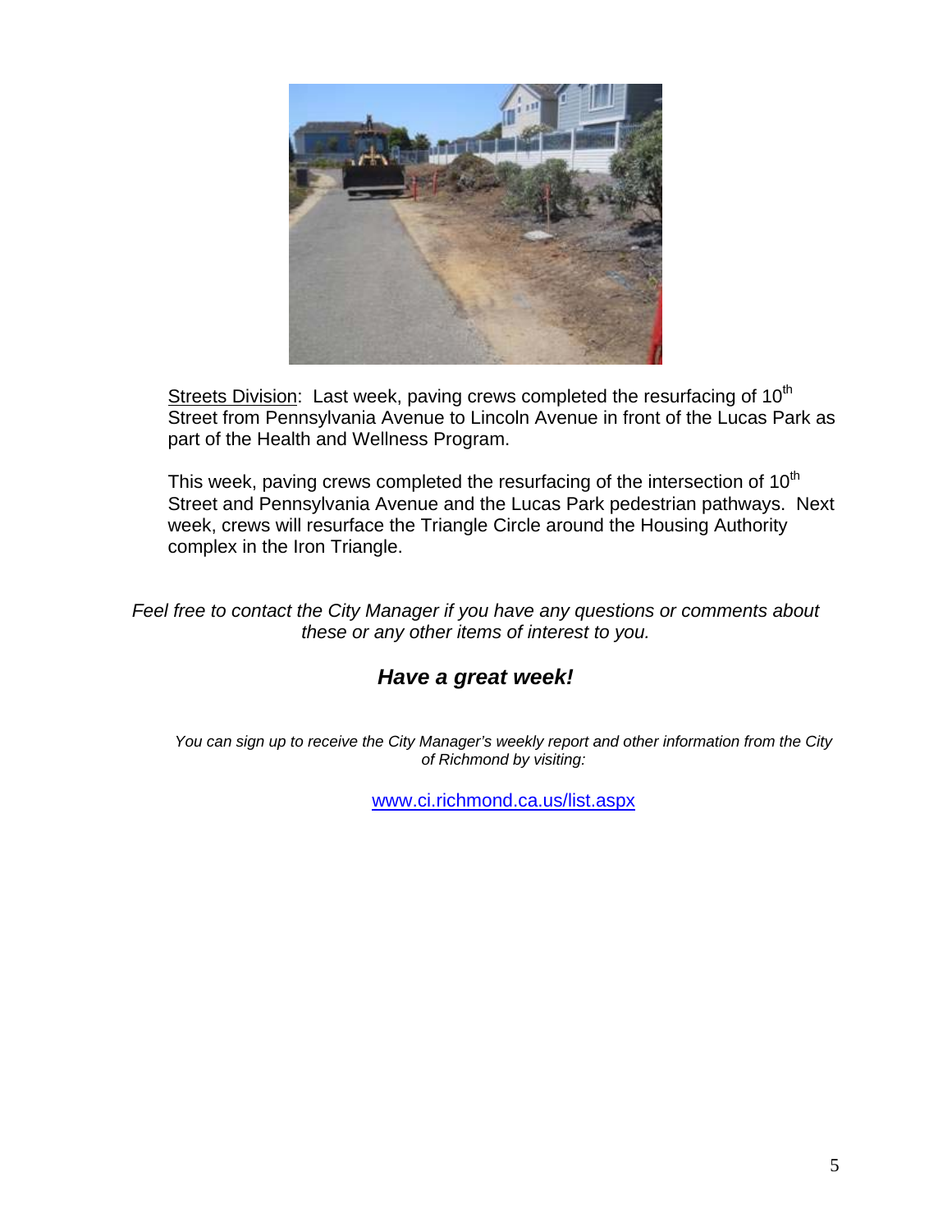Streets Division: Last week, paving crews completed the resurfacing of 10th Street from Pennsylvania Avenue to Lincoln Avenue in front of the Lucas Park as part of the Health and Wellness Program.

This week, paving crews completed the resurfacing of the intersection of 10th Street and Pennsylvania Avenue and the Lucas Park pedestrian pathways. Next week, crews will resurface the Triangle Circle around the Housing Authority complex in the Iron Triangle.

*Feel free to contact the City Manager if you have any questions or comments about these or any other items of interest to you.*

***Have a great week!***

*You can sign up to receive the City Manager's weekly report and other information from the City of Richmond by visiting:*

www.ci.richmond.ca.us/list.aspx